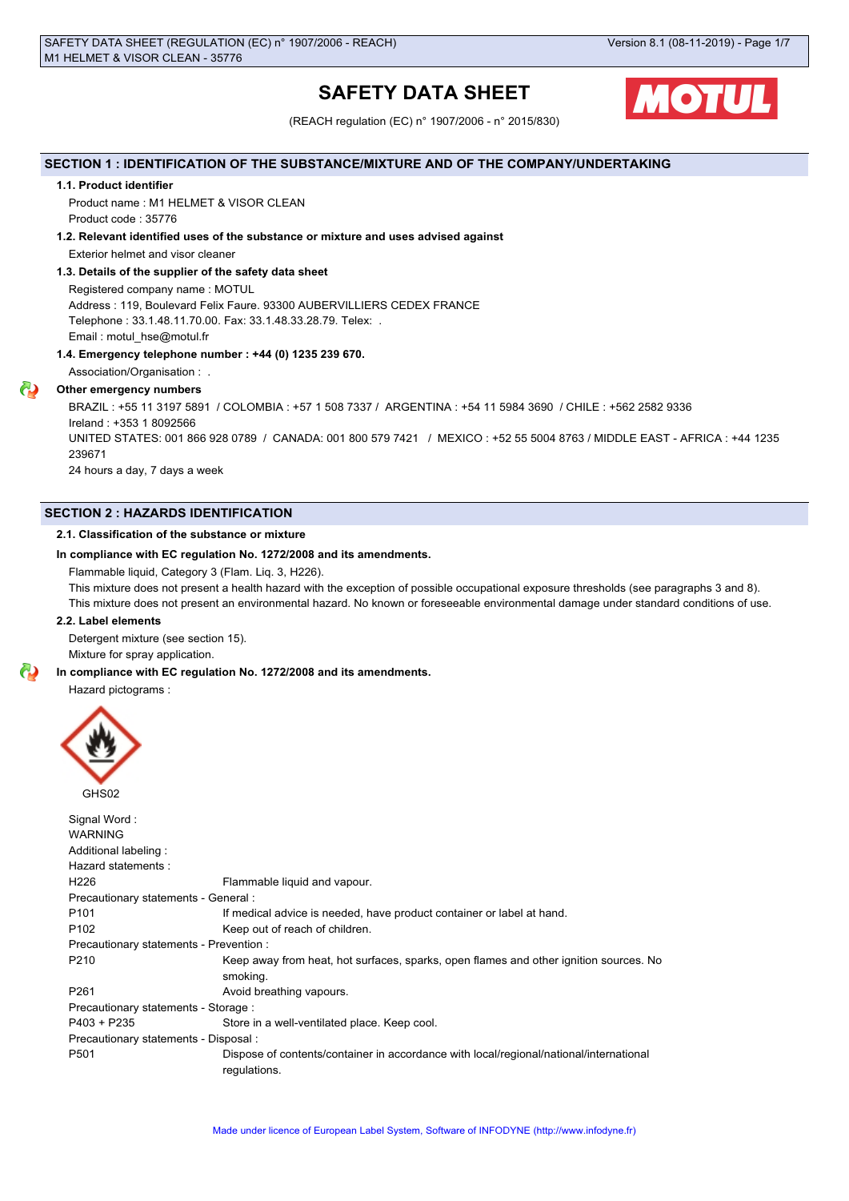# SAFETY DATA SHEET

(REACH regulation (EC) n° 1907/2006 - n° 2015/830)

## SECTION 1 : IDENTIFICATION OF THE SUBSTANCE/MIXTURE AND OF THE COMPANY/UNDERTAKING

### 1.1. Product identifier

Product name : M1 HELMET & VISOR CLEAN

Product code : 35776

### 1.2. Relevant identified uses of the substance or mixture and uses advised against

Exterior helmet and visor cleaner

### 1.3. Details of the supplier of the safety data sheet

Registered company name : MOTUL

Address : 119, Boulevard Felix Faure. 93300 AUBERVILLIERS CEDEX FRANCE

Telephone : 33.1.48.11.70.00. Fax: 33.1.48.33.28.79. Telex: .

Email : motul_hse@motul.fr

### 1.4. Emergency telephone number : +44 (0) 1235 239 670.

Association/Organisation : .

**Other emergency numbers**

BRAZIL : +55 11 3197 5891 / COLOMBIA : +57 1 508 7337 / ARGENTINA : +54 11 5984 3690 / CHILE : +562 2582 9336

Ireland : +353 1 8092566

UNITED STATES: 001 866 928 0789 / CANADA: 001 800 579 7421 / MEXICO : +52 55 5004 8763 / MIDDLE EAST - AFRICA : +44 1235 239671

24 hours a day, 7 days a week

## SECTION 2 : HAZARDS IDENTIFICATION

### 2.1. Classification of the substance or mixture

**In compliance with EC regulation No. 1272/2008 and its amendments.**

Flammable liquid, Category 3 (Flam. Liq. 3, H226).

This mixture does not present a health hazard with the exception of possible occupational exposure thresholds (see paragraphs 3 and 8).

This mixture does not present an environmental hazard. No known or foreseeable environmental damage under standard conditions of use.

### 2.2. Label elements

Detergent mixture (see section 15).

Mixture for spray application.

**In compliance with EC regulation No. 1272/2008 and its amendments.**

Hazard pictograms :

GHS02

Signal Word :

WARNING

Additional labeling :

Hazard statements :

| | |
|---|---|
| H226 | Flammable liquid and vapour. |

Precautionary statements - General :

| | |
|---|---|
| P101 | If medical advice is needed, have product container or label at hand. |
| P102 | Keep out of reach of children. |

Precautionary statements - Prevention :

| | |
|---|---|
| P210 | Keep away from heat, hot surfaces, sparks, open flames and other ignition sources. No smoking. |
| P261 | Avoid breathing vapours. |

Precautionary statements - Storage :

| | |
|---|---|
| P403 + P235 | Store in a well-ventilated place. Keep cool. |

Precautionary statements - Disposal :

| | |
|---|---|
| P501 | Dispose of contents/container in accordance with local/regional/national/international regulations. |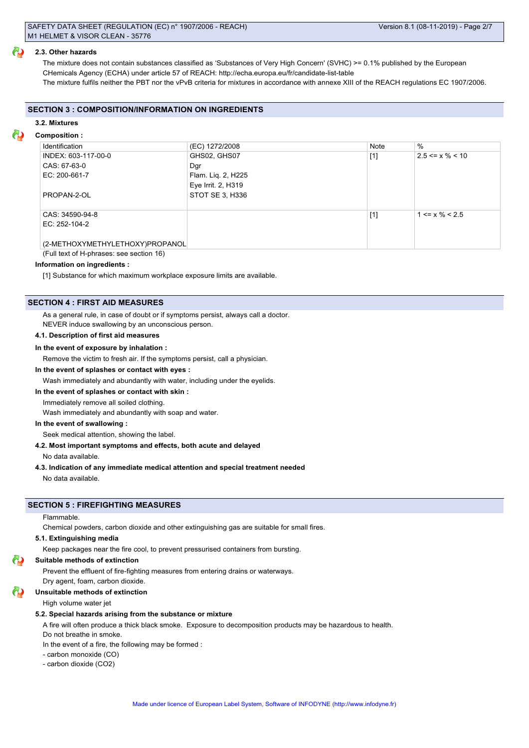#### 2.3. Other hazards

The mixture does not contain substances classified as 'Substances of Very High Concern' (SVHC) >= 0.1% published by the European CHemicals Agency (ECHA) under article 57 of REACH: http://echa.europa.eu/fr/candidate-list-table

The mixture fulfils neither the PBT nor the vPvB criteria for mixtures in accordance with annexe XIII of the REACH regulations EC 1907/2006.

## SECTION 3 : COMPOSITION/INFORMATION ON INGREDIENTS

#### 3.2. Mixtures

**Composition :**

| Identification | (EC) 1272/2008 | Note | % |
|---|---|---|---|
| INDEX: 603-117-00-0<br>CAS: 67-63-0<br>EC: 200-661-7<br><br>PROPAN-2-OL | GHS02, GHS07<br>Dgr<br>Flam. Liq. 2, H225<br>Eye Irrit. 2, H319<br>STOT SE 3, H336 | [1] | 2.5 <= x % < 10 |
| CAS: 34590-94-8<br>EC: 252-104-2<br><br>(2-METHOXYMETHYLETHOXY)PROPANOL | | [1] | 1 <= x % < 2.5 |

(Full text of H-phrases: see section 16)

**Information on ingredients :**

[1] Substance for which maximum workplace exposure limits are available.

## SECTION 4 : FIRST AID MEASURES

As a general rule, in case of doubt or if symptoms persist, always call a doctor.

NEVER induce swallowing by an unconscious person.

#### 4.1. Description of first aid measures

**In the event of exposure by inhalation :**

Remove the victim to fresh air. If the symptoms persist, call a physician.

**In the event of splashes or contact with eyes :**

Wash immediately and abundantly with water, including under the eyelids.

**In the event of splashes or contact with skin :**

Immediately remove all soiled clothing.

Wash immediately and abundantly with soap and water.

**In the event of swallowing :**

Seek medical attention, showing the label.

#### 4.2. Most important symptoms and effects, both acute and delayed

No data available.

#### 4.3. Indication of any immediate medical attention and special treatment needed

No data available.

## SECTION 5 : FIREFIGHTING MEASURES

Flammable.

Chemical powders, carbon dioxide and other extinguishing gas are suitable for small fires.

#### 5.1. Extinguishing media

Keep packages near the fire cool, to prevent pressurised containers from bursting.

**Suitable methods of extinction**

Prevent the effluent of fire-fighting measures from entering drains or waterways.

Dry agent, foam, carbon dioxide.

**Unsuitable methods of extinction**

High volume water jet

#### 5.2. Special hazards arising from the substance or mixture

A fire will often produce a thick black smoke. Exposure to decomposition products may be hazardous to health.

Do not breathe in smoke.

In the event of a fire, the following may be formed :

- carbon monoxide (CO)
- carbon dioxide ($CO_2$)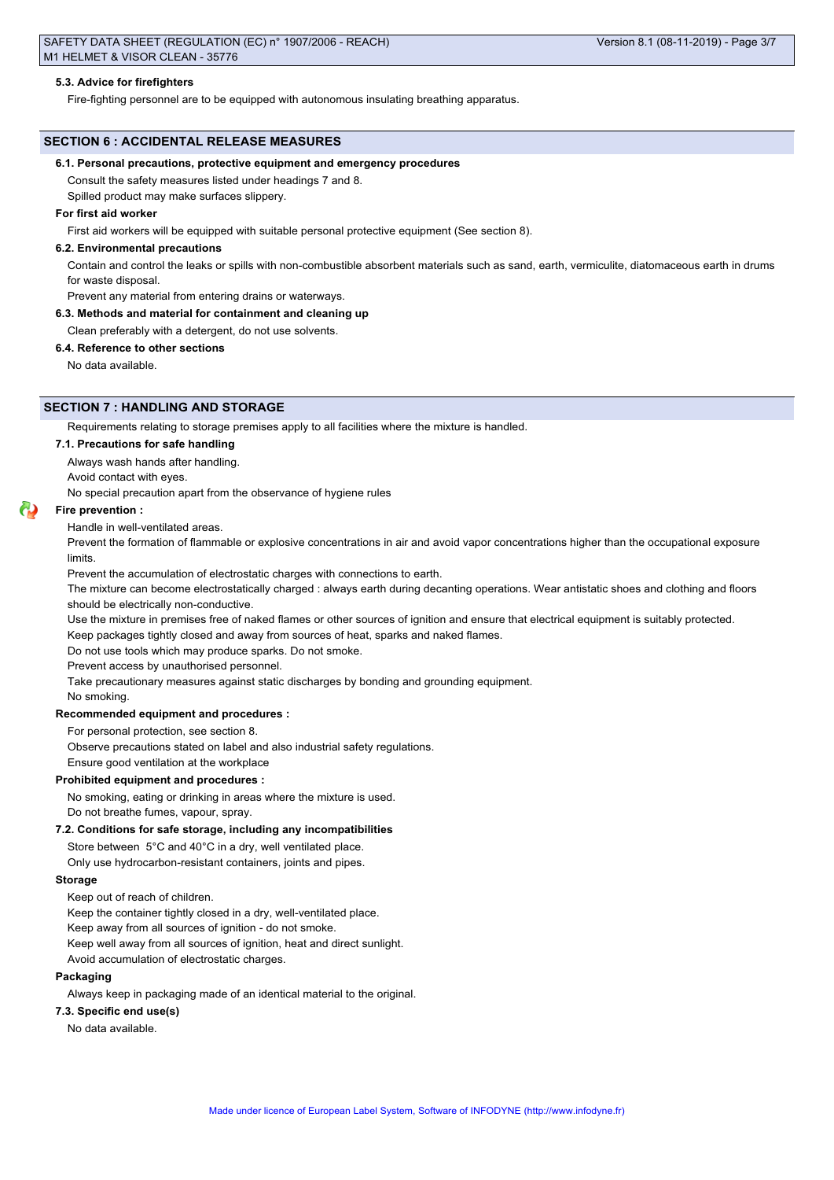#### 5.3. Advice for firefighters

Fire-fighting personnel are to be equipped with autonomous insulating breathing apparatus.

## SECTION 6 : ACCIDENTAL RELEASE MEASURES

#### 6.1. Personal precautions, protective equipment and emergency procedures

Consult the safety measures listed under headings 7 and 8.

Spilled product may make surfaces slippery.

**For first aid worker**

First aid workers will be equipped with suitable personal protective equipment (See section 8).

#### 6.2. Environmental precautions

Contain and control the leaks or spills with non-combustible absorbent materials such as sand, earth, vermiculite, diatomaceous earth in drums for waste disposal.

Prevent any material from entering drains or waterways.

#### 6.3. Methods and material for containment and cleaning up

Clean preferably with a detergent, do not use solvents.

#### 6.4. Reference to other sections

No data available.

## SECTION 7 : HANDLING AND STORAGE

Requirements relating to storage premises apply to all facilities where the mixture is handled.

#### 7.1. Precautions for safe handling

Always wash hands after handling.

Avoid contact with eyes.

No special precaution apart from the observation of hygiene rules

**Fire prevention :**

Handle in well-ventilated areas.

Prevent the formation of flammable or explosive concentrations in air and avoid vapor concentrations higher than the occupational exposure limits.

Prevent the accumulation of electrostatic charges with connections to earth.

The mixture can become electrostatically charged : always earth during decanting operations. Wear antistatic shoes and clothing and floors should be electrically non-conductive.

Use the mixture in premises free of naked flames or other sources of ignition and ensure that electrical equipment is suitably protected.

Keep packages tightly closed and away from sources of heat, sparks and naked flames.

Do not use tools which may produce sparks. Do not smoke.

Prevent access by unauthorised personnel.

Take precautionary measures against static discharges by bonding and grounding equipment.

No smoking.

**Recommended equipment and procedures :**

For personal protection, see section 8.

Observe precautions stated on label and also industrial safety regulations.

Ensure good ventilation at the workplace

**Prohibited equipment and procedures :**

No smoking, eating or drinking in areas where the mixture is used.

Do not breathe fumes, vapour, spray.

#### 7.2. Conditions for safe storage, including any incompatibilities

Store between 5°C and 40°C in a dry, well ventilated place.

Only use hydrocarbon-resistant containers, joints and pipes.

**Storage**

Keep out of reach of children.

Keep the container tightly closed in a dry, well-ventilated place.

Keep away from all sources of ignition - do not smoke.

Keep well away from all sources of ignition, heat and direct sunlight.

Avoid accumulation of electrostatic charges.

**Packaging**

Always keep in packaging made of an identical material to the original.

#### 7.3. Specific end use(s)

No data available.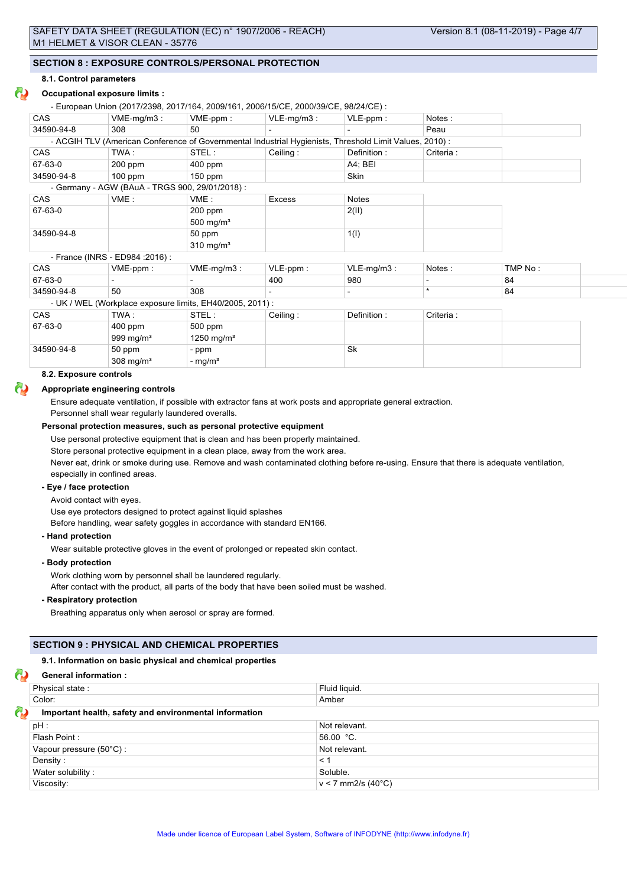## SECTION 8 : EXPOSURE CONTROLS/PERSONAL PROTECTION

### 8.1. Control parameters

**Occupational exposure limits :**

- European Union (2017/2398, 2017/164, 2009/161, 2006/15/CE, 2000/39/CE, 98/24/CE) :

| CAS | VME-mg/m3 : | VME-ppm : | VLE-mg/m3 : | VLE-ppm : | Notes : |
|---|---|---|---|---|---|
| 34590-94-8 | 308 | 50 | - | - | Peau |

- ACGIH TLV (American Conference of Governmental Industrial Hygienists, Threshold Limit Values, 2010) :

| CAS | TWA : | STEL : | Ceiling : | Definition : | Criteria : |
|---|---|---|---|---|---|
| 67-63-0 | 200 ppm | 400 ppm | | A4; BEI | |
| 34590-94-8 | 100 ppm | 150 ppm | | Skin | |

- Germany - AGW (BAuA - TRGS 900, 29/01/2018) :

| CAS | VME : | VME : | Excess | Notes |
|---|---|---|---|---|
| 67-63-0 | | 200 ppm<br>500 mg/m³ | | 2(II) |
| 34590-94-8 | | 50 ppm<br>310 mg/m³ | | 1(I) |

- France (INRS - ED984 :2016) :

| CAS | VME-ppm : | VME-mg/m3 : | VLE-ppm : | VLE-mg/m3 : | Notes : | TMP No : |
|---|---|---|---|---|---|---|
| 67-63-0 | - | - | 400 | 980 | - | 84 |
| 34590-94-8 | 50 | 308 | - | - | * | 84 |

- UK / WEL (Workplace exposure limits, EH40/2005, 2011) :

| CAS | TWA : | STEL : | Ceiling : | Definition : | Criteria : |
|---|---|---|---|---|---|
| 67-63-0 | 400 ppm<br>999 mg/m³ | 500 ppm<br>1250 mg/m³ | | | |
| 34590-94-8 | 50 ppm<br>308 mg/m³ | - ppm<br>- mg/m³ | | Sk | |

### 8.2. Exposure controls

**Appropriate engineering controls**

Ensure adequate ventilation, if possible with extractor fans at work posts and appropriate general extraction.
Personnel shall wear regularly laundered overalls.

**Personal protection measures, such as personal protective equipment**

Use personal protective equipment that is clean and has been properly maintained.
Store personal protective equipment in a clean place, away from the work area.
Never eat, drink or smoke during use. Remove and wash contaminated clothing before re-using. Ensure that there is adequate ventilation, especially in confined areas.

**- Eye / face protection**

Avoid contact with eyes.
Use eye protectors designed to protect against liquid splashes
Before handling, wear safety goggles in accordance with standard EN166.

**- Hand protection**

Wear suitable protective gloves in the event of prolonged or repeated skin contact.

**- Body protection**

Work clothing worn by personnel shall be laundered regularly.
After contact with the product, all parts of the body that have been soiled must be washed.

**- Respiratory protection**

Breathing apparatus only when aerosol or spray are formed.

## SECTION 9 : PHYSICAL AND CHEMICAL PROPERTIES

### 9.1. Information on basic physical and chemical properties

**General information :**

| | |
|---|---|
| Physical state : | Fluid liquid. |
| Color: | Amber |

**Important health, safety and environmental information**

| | |
|---|---|
| pH : | Not relevant. |
| Flash Point : | 56.00 °C. |
| Vapour pressure (50°C) : | Not relevant. |
| Density : | < 1 |
| Water solubility : | Soluble. |
| Viscosity: | v < 7 mm2/s (40°C) |

Made under licence of European Label System, Software of INFODYNE (http://www.infodyne.fr)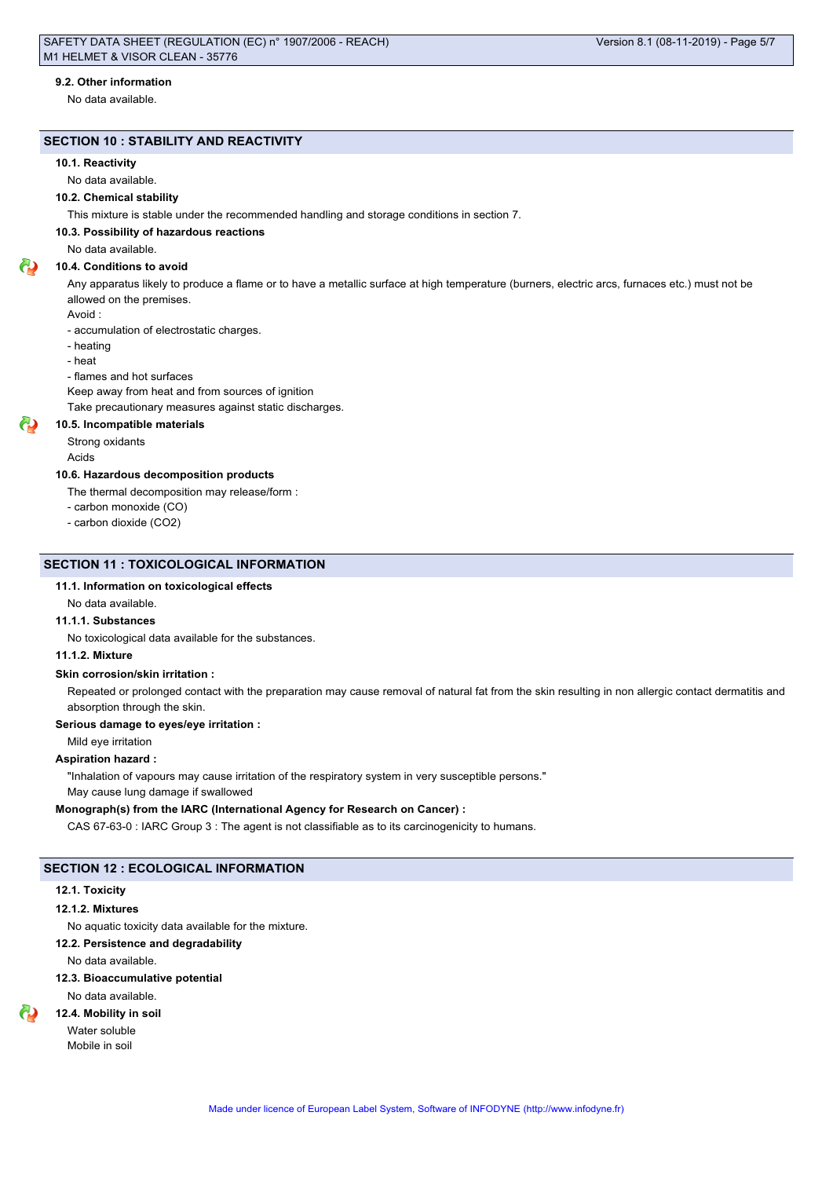### 9.2. Other information

No data available.

## SECTION 10 : STABILITY AND REACTIVITY

### 10.1. Reactivity

No data available.

### 10.2. Chemical stability

This mixture is stable under the recommended handling and storage conditions in section 7.

### 10.3. Possibility of hazardous reactions

No data available.

### 10.4. Conditions to avoid

Any apparatus likely to produce a flame or to have a metallic surface at high temperature (burners, electric arcs, furnaces etc.) must not be allowed on the premises.

Avoid :

- accumulation of electrostatic charges.
- heating
- heat
- flames and hot surfaces

Keep away from heat and from sources of ignition

Take precautionary measures against static discharges.

### 10.5. Incompatible materials

Strong oxidants

Acids

### 10.6. Hazardous decomposition products

The thermal decomposition may release/form :

- carbon monoxide (CO)
- carbon dioxide ($CO_2$)

## SECTION 11 : TOXICOLOGICAL INFORMATION

### 11.1. Information on toxicological effects

No data available.

### 11.1.1. Substances

No toxicological data available for the substances.

### 11.1.2. Mixture

**Skin corrosion/skin irritation :**

Repeated or prolonged contact with the preparation may cause removal of natural fat from the skin resulting in non allergic contact dermatitis and absorption through the skin.

**Serious damage to eyes/eye irritation :**

Mild eye irritation

**Aspiration hazard :**

"Inhalation of vapours may cause irritation of the respiratory system in very susceptible persons."

May cause lung damage if swallowed

**Monograph(s) from the IARC (International Agency for Research on Cancer) :**

CAS 67-63-0 : IARC Group 3 : The agent is not classifiable as to its carcinogenicity to humans.

## SECTION 12 : ECOLOGICAL INFORMATION

### 12.1. Toxicity

### 12.1.2. Mixtures

No aquatic toxicity data available for the mixture.

### 12.2. Persistence and degradability

No data available.

### 12.3. Bioaccumulative potential

No data available.

### 12.4. Mobility in soil

Water soluble

Mobile in soil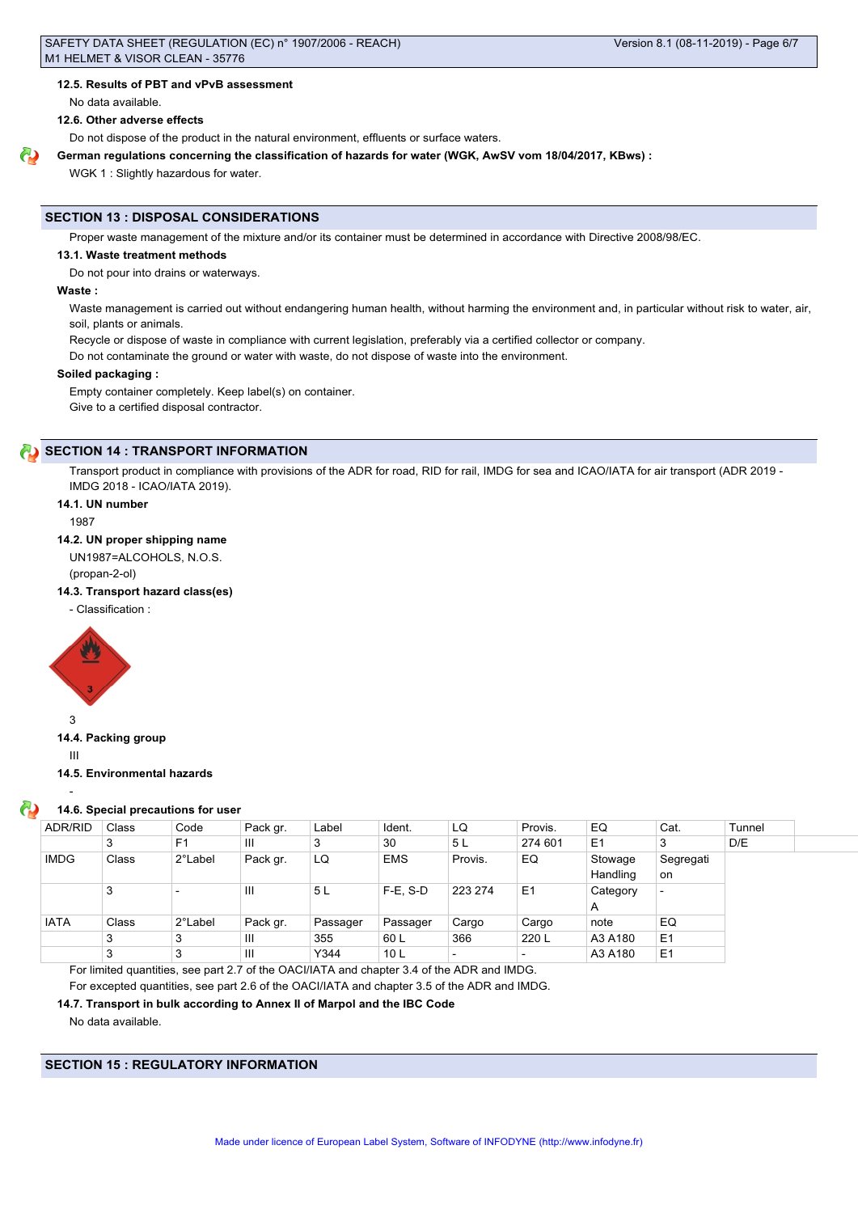#### 12.5. Results of PBT and vPvB assessment

No data available.

#### 12.6. Other adverse effects

Do not dispose of the product in the natural environment, effluents or surface waters.

**German regulations concerning the classification of hazards for water (WGK, AwSV vom 18/04/2017, KBws) :**

WGK 1 : Slightly hazardous for water.

## SECTION 13 : DISPOSAL CONSIDERATIONS

Proper waste management of the mixture and/or its container must be determined in accordance with Directive 2008/98/EC.

#### 13.1. Waste treatment methods

Do not pour into drains or waterways.

**Waste :**

Waste management is carried out without endangering human health, without harming the environment and, in particular without risk to water, air, soil, plants or animals.

Recycle or dispose of waste in compliance with current legislation, preferably via a certified collector or company.

Do not contaminate the ground or water with waste, do not dispose of waste into the environment.

**Soiled packaging :**

Empty container completely. Keep label(s) on container.

Give to a certified disposal contractor.

## SECTION 14 : TRANSPORT INFORMATION

Transport product in compliance with provisions of the ADR for road, RID for rail, IMDG for sea and ICAO/IATA for air transport (ADR 2019 - IMDG 2018 - ICAO/IATA 2019).

#### 14.1. UN number

1987

#### 14.2. UN proper shipping name

UN1987=ALCOHOLS, N.O.S.

(propan-2-ol)

#### 14.3. Transport hazard class(es)

- Classification :

3

#### 14.4. Packing group

III

#### 14.5. Environmental hazards

-

#### 14.6. Special precautions for user

| ADR/RID | Class | Code | Pack gr. | Label | Ident. | LQ | Provis. | EQ | Cat. | Tunnel |
|---|---|---|---|---|---|---|---|---|---|---|
| | 3 | F1 | III | 3 | 30 | 5 L | 274 601 | E1 | 3 | D/E |
| IMDG | Class | 2°Label | Pack gr. | LQ | EMS | Provis. | EQ | Stowage Handling | Segregation | |
| | 3 | - | III | 5 L | F-E, S-D | 223 274 | E1 | Category A | - | |
| IATA | Class | 2°Label | Pack gr. | Passager | Passager | Cargo | Cargo | note | EQ | |
| | 3 | 3 | III | 355 | 60 L | 366 | 220 L | A3 A180 | E1 | |
| | 3 | 3 | III | Y344 | 10 L | - | - | A3 A180 | E1 | |

For limited quantities, see part 2.7 of the OACI/IATA and chapter 3.4 of the ADR and IMDG.

For excepted quantities, see part 2.6 of the OACI/IATA and chapter 3.5 of the ADR and IMDG.

#### 14.7. Transport in bulk according to Annex II of Marpol and the IBC Code

No data available.

## SECTION 15 : REGULATORY INFORMATION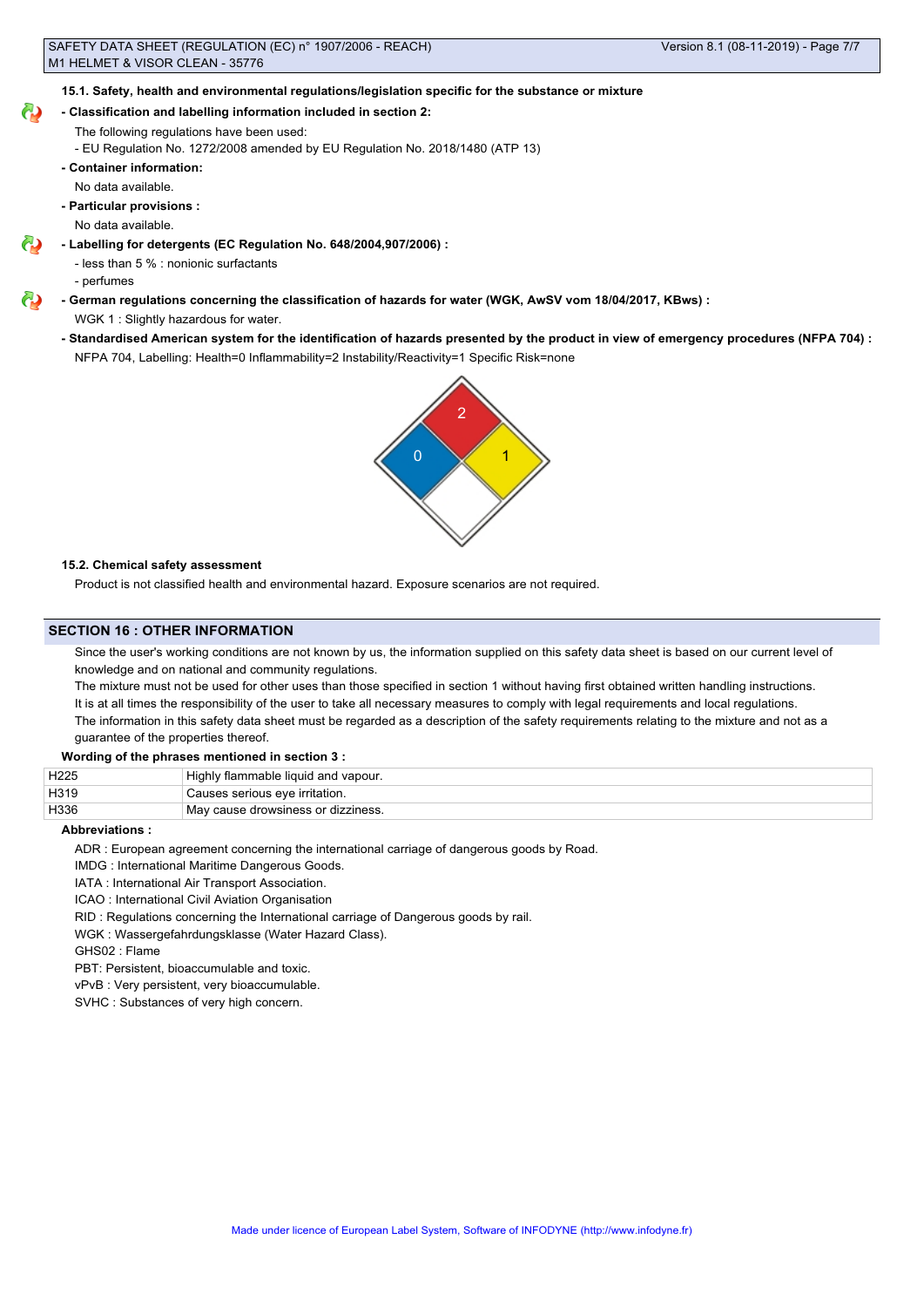### 15.1. Safety, health and environmental regulations/legislation specific for the substance or mixture

**- Classification and labelling information included in section 2:**

The following regulations have been used:

- EU Regulation No. 1272/2008 amended by EU Regulation No. 2018/1480 (ATP 13)

**- Container information:**

No data available.

**- Particular provisions :**

No data available.

**- Labelling for detergents (EC Regulation No. 648/2004,907/2006) :**

- less than 5 % : nonionic surfactants
- perfumes

**- German regulations concerning the classification of hazards for water (WGK, AwSV vom 18/04/2017, KBws) :**

WGK 1 : Slightly hazardous for water.

**- Standardised American system for the identification of hazards presented by the product in view of emergency procedures (NFPA 704) :**

NFPA 704, Labelling: Health=0 Inflammability=2 Instability/Reactivity=1 Specific Risk=none

2

0

1

### 15.2. Chemical safety assessment

Product is not classified health and environmental hazard. Exposure scenarios are not required.

## SECTION 16 : OTHER INFORMATION

Since the user's working conditions are not known by us, the information supplied on this safety data sheet is based on our current level of knowledge and on national and community regulations.

The mixture must not be used for other uses than those specified in section 1 without having first obtained written handling instructions.

It is at all times the responsibility of the user to take all necessary measures to comply with legal requirements and local regulations.

The information in this safety data sheet must be regarded as a description of the safety requirements relating to the mixture and not as a guarantee of the properties thereof.

**Wording of the phrases mentioned in section 3 :**

| | |
|---|---|
| H225 | Highly flammable liquid and vapour. |
| H319 | Causes serious eye irritation. |
| H336 | May cause drowsiness or dizziness. |

**Abbreviations :**

ADR : European agreement concerning the international carriage of dangerous goods by Road.
IMDG : International Maritime Dangerous Goods.
IATA : International Air Transport Association.
ICAO : International Civil Aviation Organisation
RID : Regulations concerning the International carriage of Dangerous goods by rail.
WGK : Wassergefahrdungsklasse (Water Hazard Class).
GHS02 : Flame
PBT: Persistent, bioaccumulable and toxic.
vPvB : Very persistent, very bioaccumulable.
SVHC : Substances of very high concern.

Made under licence of European Label System, Software of INFODYNE (http://www.infodyne.fr)